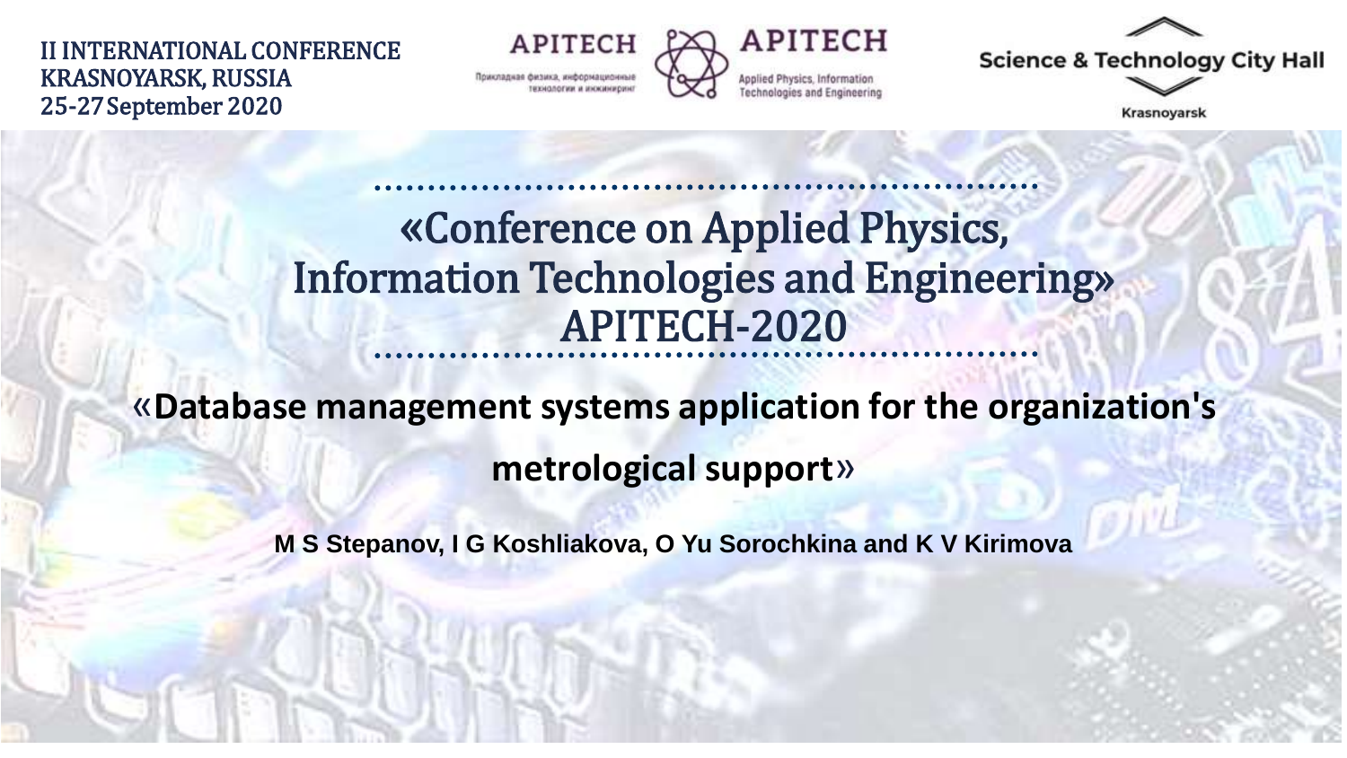II INTERNATIONAL CONFERENCE
KRASNOYARSK, RUSSIA
25-27 September 2020

APITECH
Прикладная физика, информационные технологии и инжиниринг

APITECH
Applied Physics, Information Technologies and Engineering

Science & Technology City Hall
Krasnoyarsk

# «Conference on Applied Physics, Information Technologies and Engineering» APITECH-2020

## «Database management systems application for the organization's metrological support»

**M S Stepanov, I G Koshliakova, O Yu Sorochkina and K V Kirimova**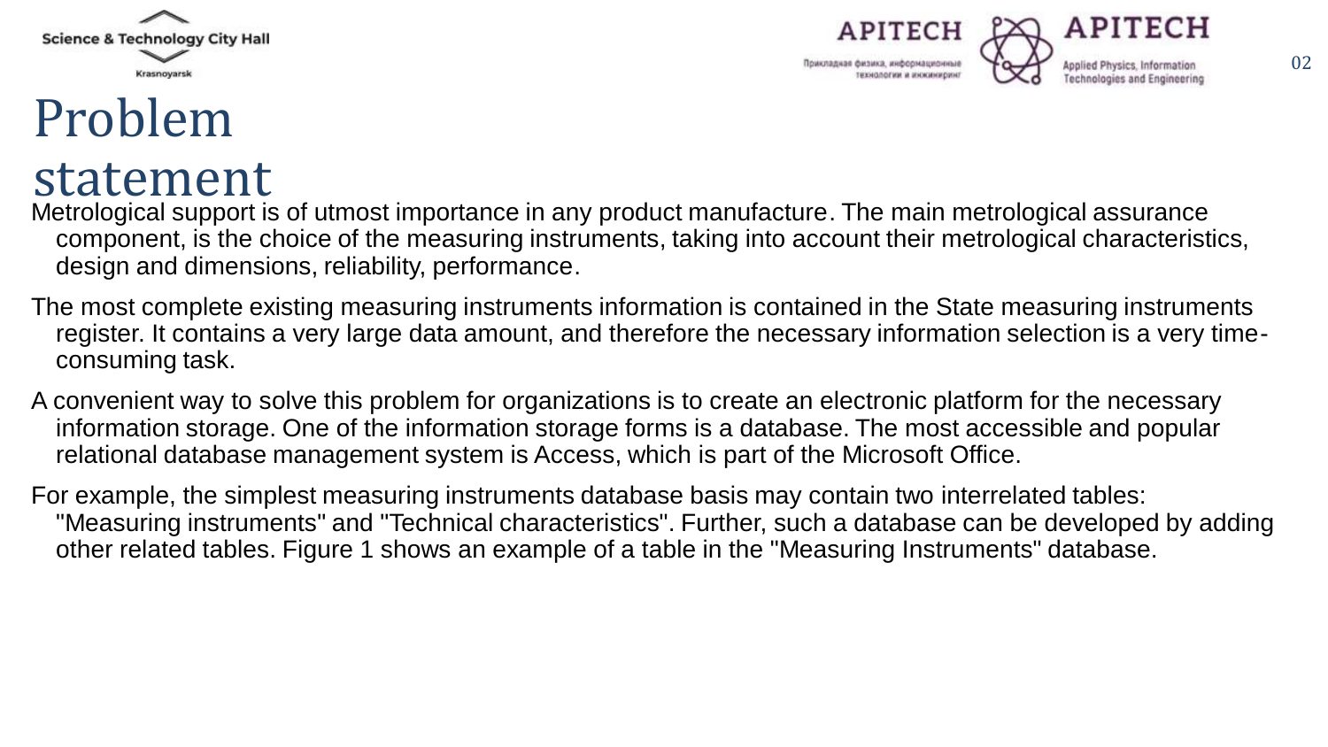# Problem statement

Metrological support is of utmost importance in any product manufacture. The main metrological assurance component, is the choice of the measuring instruments, taking into account their metrological characteristics, design and dimensions, reliability, performance.

The most complete existing measuring instruments information is contained in the State measuring instruments register. It contains a very large data amount, and therefore the necessary information selection is a very time-consuming task.

A convenient way to solve this problem for organizations is to create an electronic platform for the necessary information storage. One of the information storage forms is a database. The most accessible and popular relational database management system is Access, which is part of the Microsoft Office.

For example, the simplest measuring instruments database basis may contain two interrelated tables: "Measuring instruments" and "Technical characteristics". Further, such a database can be developed by adding other related tables. Figure 1 shows an example of a table in the "Measuring Instruments" database.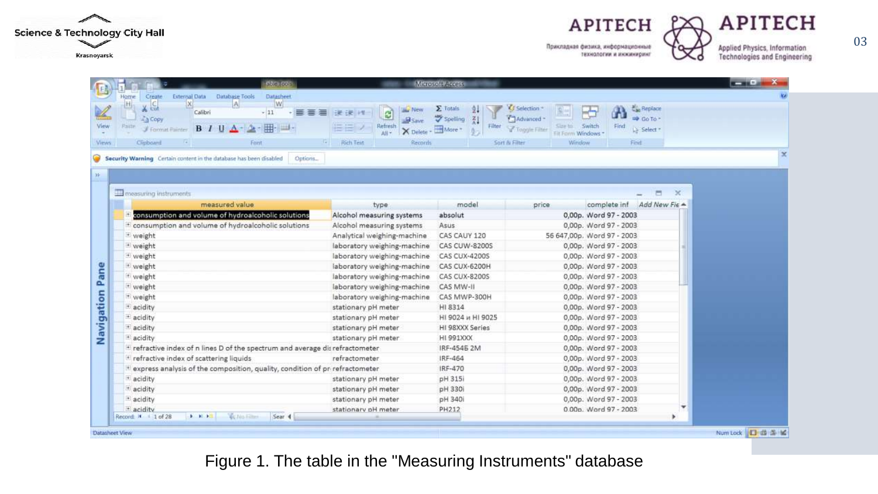| measured value | type | model | price | complete inf |
|---|---|---|---|---|
| consumption and volume of hydroalcoholic solutions | Alcohol measuring systems | absolut | 0,00p. | Word 97 - 2003 |
| consumption and volume of hydroalcoholic solutions | Alcohol measuring systems | Asus | 0,00p. | Word 97 - 2003 |
| weight | Analytical weighing-machine | CAS CAUY 120 | 56 647,00p. | Word 97 - 2003 |
| weight | laboratory weighing-machine | CAS CUW-8200S | 0,00p. | Word 97 - 2003 |
| weight | laboratory weighing-machine | CAS CUX-4200S | 0,00p. | Word 97 - 2003 |
| weight | laboratory weighing-machine | CAS CUX-6200H | 0,00p. | Word 97 - 2003 |
| weight | laboratory weighing-machine | CAS CUX-8200S | 0,00p. | Word 97 - 2003 |
| weight | laboratory weighing-machine | CAS MW-II | 0,00p. | Word 97 - 2003 |
| weight | laboratory weighing-machine | CAS MWP-300H | 0,00p. | Word 97 - 2003 |
| acidity | stationary pH meter | HI 8314 | 0,00p. | Word 97 - 2003 |
| acidity | stationary pH meter | HI 9024 и HI 9025 | 0,00p. | Word 97 - 2003 |
| acidity | stationary pH meter | HI 98XXX Series | 0,00p. | Word 97 - 2003 |
| acidity | stationary pH meter | HI 991XXX | 0,00p. | Word 97 - 2003 |
| refractive index of n lines D of the spectrum and average dis | refractometer | IRF-454Б 2M | 0,00p. | Word 97 - 2003 |
| refractive index of scattering liquids | refractometer | IRF-464 | 0,00p. | Word 97 - 2003 |
| express analysis of the composition, quality, condition of pr | refractometer | IRF-470 | 0,00p. | Word 97 - 2003 |
| acidity | stationary pH meter | pH 315i | 0,00p. | Word 97 - 2003 |
| acidity | stationary pH meter | pH 330i | 0,00p. | Word 97 - 2003 |
| acidity | stationary pH meter | pH 340i | 0,00p. | Word 97 - 2003 |
| acidity | stationary pH meter | PH212 | 0,00p. | Word 97 - 2003 |

Figure 1. The table in the "Measuring Instruments" database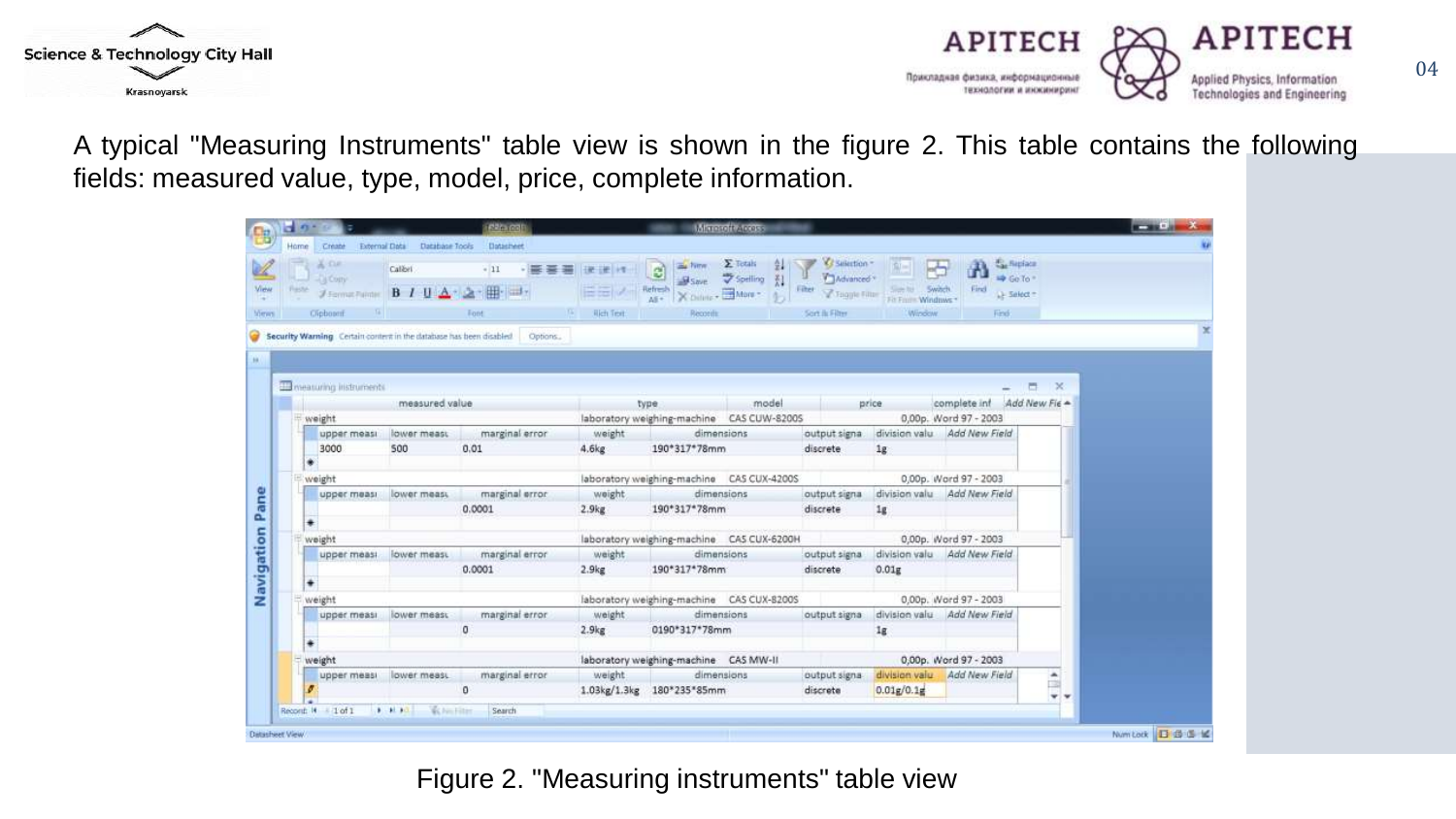A typical "Measuring Instruments" table view is shown in the figure 2. This table contains the following fields: measured value, type, model, price, complete information.

Figure 2. "Measuring instruments" table view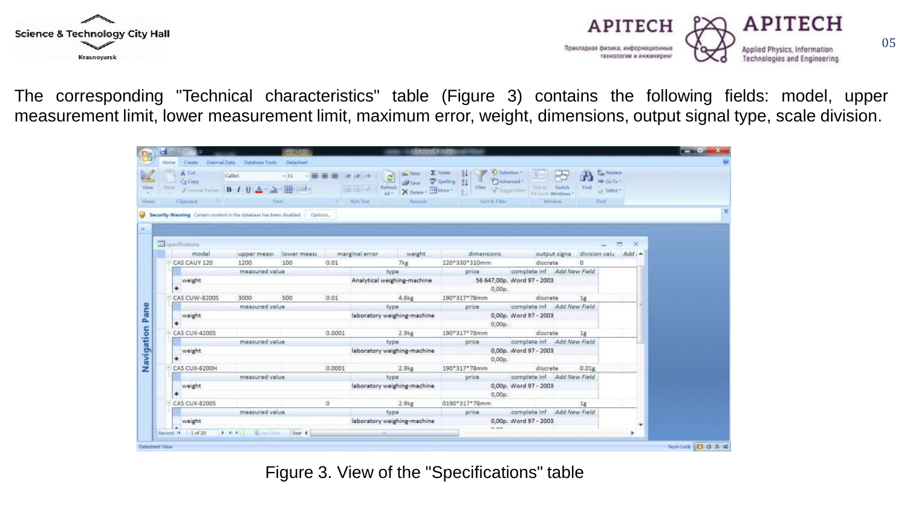The corresponding "Technical characteristics" table (Figure 3) contains the following fields: model, upper measurement limit, lower measurement limit, maximum error, weight, dimensions, output signal type, scale division.

Figure 3. View of the "Specifications" table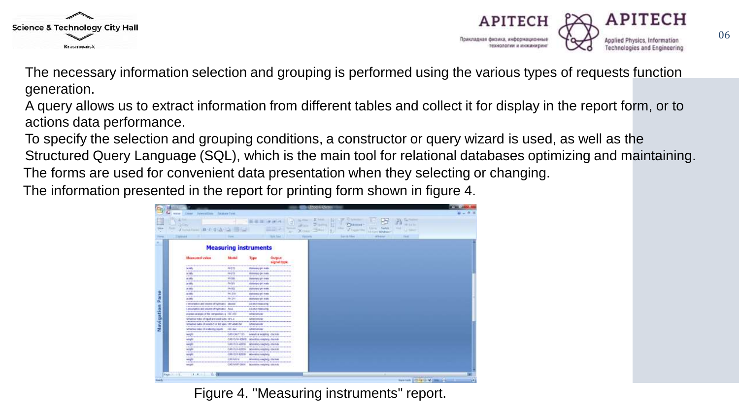The necessary information selection and grouping is performed using the various types of requests function generation.

A query allows us to extract information from different tables and collect it for display in the report form, or to actions data performance.

To specify the selection and grouping conditions, a constructor or query wizard is used, as well as the Structured Query Language (SQL), which is the main tool for relational databases optimizing and maintaining.

The forms are used for convenient data presentation when they selecting or changing.

The information presented in the report for printing form shown in figure 4.

Figure 4. "Measuring instruments" report.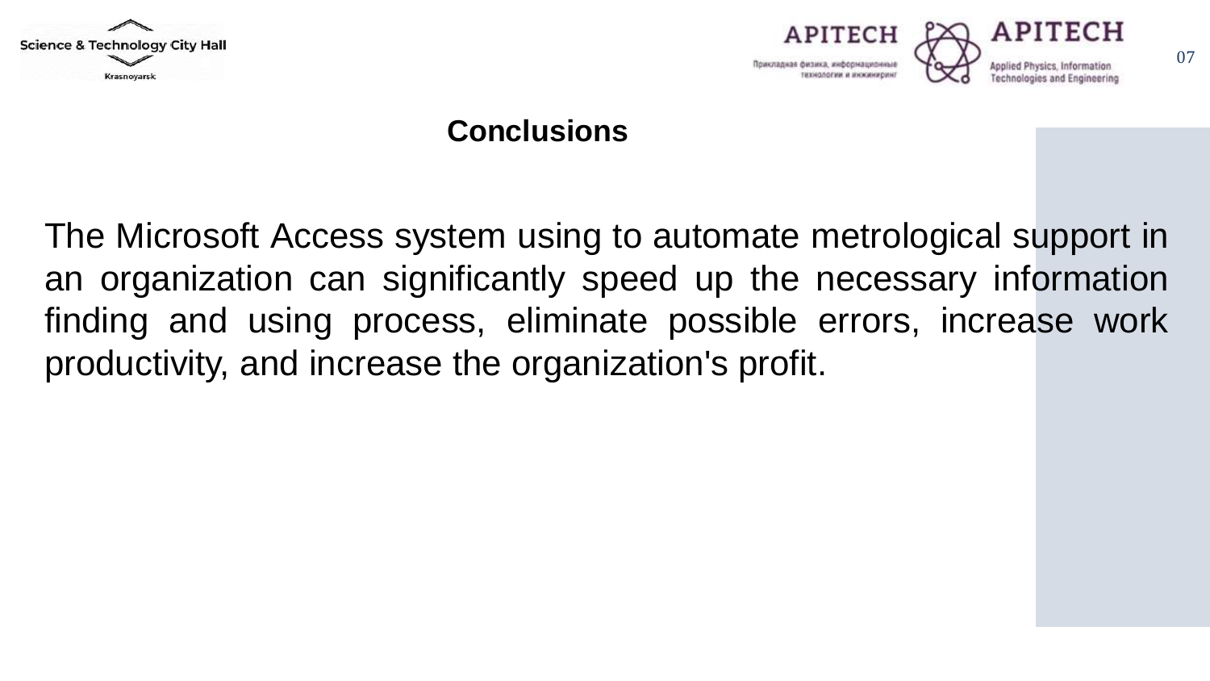## Conclusions

The Microsoft Access system using to automate metrological support in an organization can significantly speed up the necessary information finding and using process, eliminate possible errors, increase work productivity, and increase the organization's profit.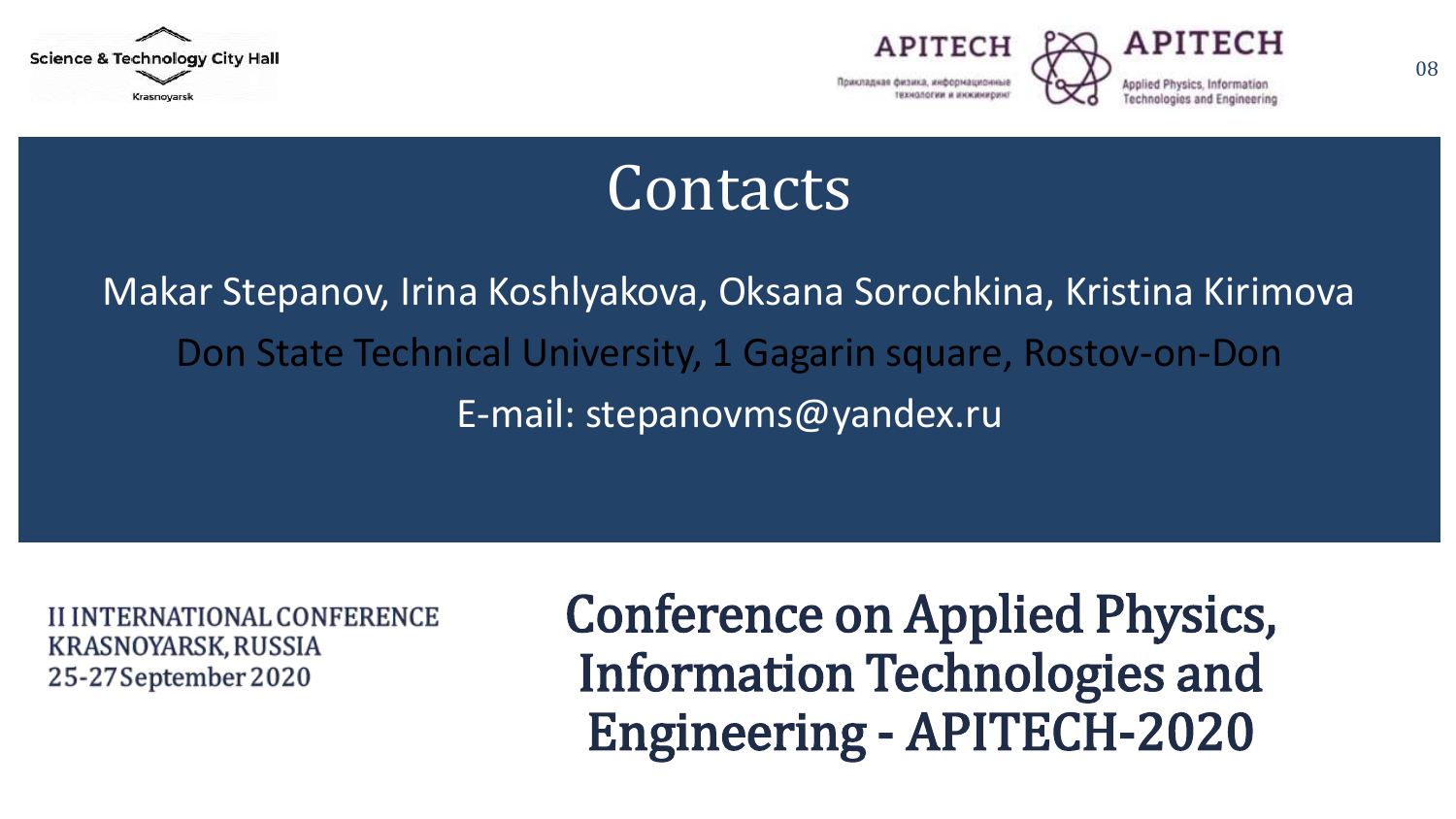# Contacts

Makar Stepanov, Irina Koshlyakova, Oksana Sorochkina, Kristina Kirimova

Don State Technical University, 1 Gagarin square, Rostov-on-Don

E-mail: stepanovms@yandex.ru

II INTERNATIONAL CONFERENCE
KRASNOYARSK, RUSSIA
25-27 September 2020

Conference on Applied Physics, Information Technologies and Engineering - APITECH-2020